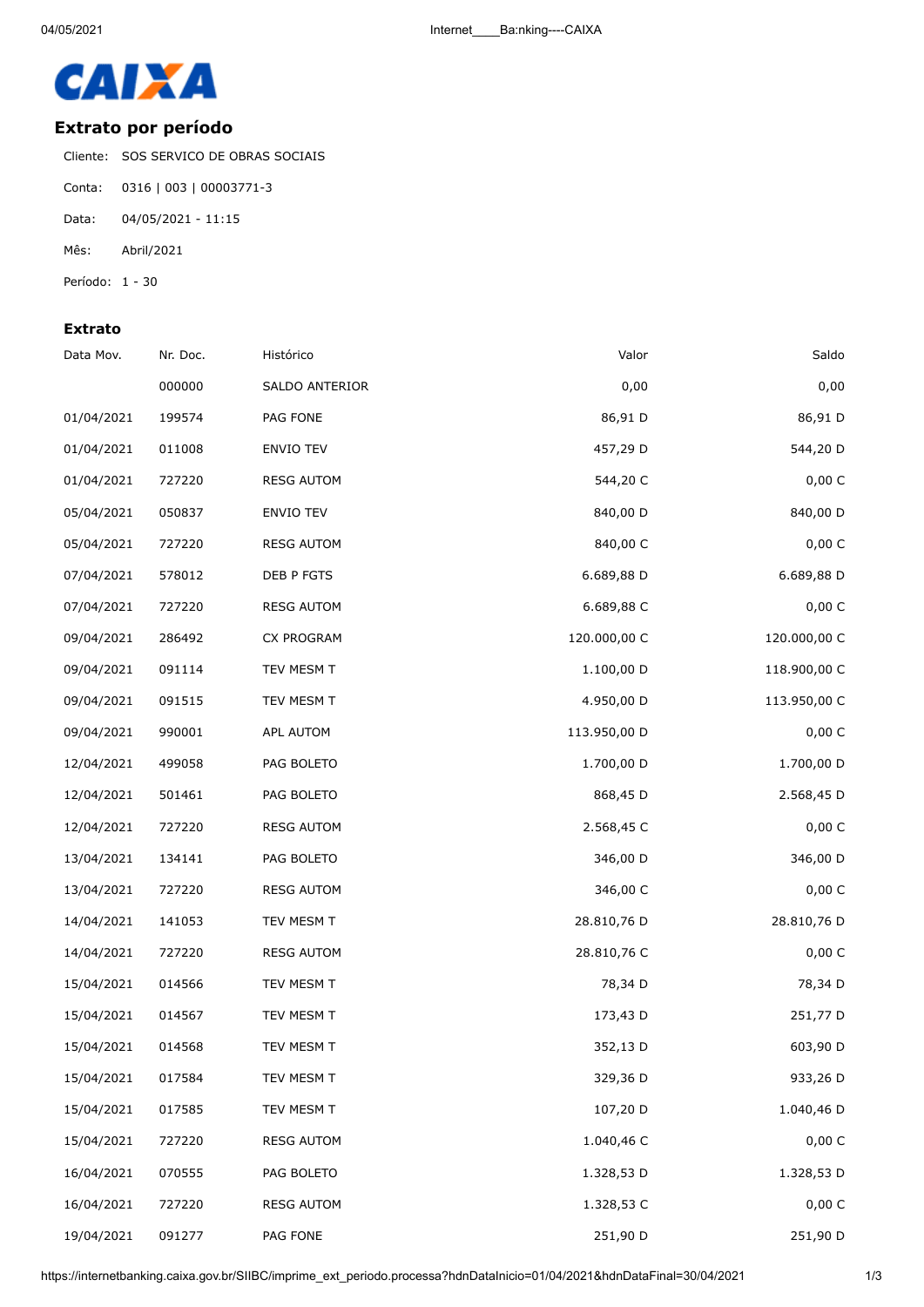CAIXA

## Extrato por período

Cliente: SOS SERVICO DE OBRAS SOCIAIS

Conta: 0316 | 003 | 00003771-3

Data: 04/05/2021 - 11:15

Mês: Abril/2021

Período: 1 - 30

### Extrato

| Data Mov. | Nr. Doc. | Histórico | Valor | Saldo |
|---|---|---|---|---|
| | 000000 | SALDO ANTERIOR | 0,00 | 0,00 |
| 01/04/2021 | 199574 | PAG FONE | 86,91 D | 86,91 D |
| 01/04/2021 | 011008 | ENVIO TEV | 457,29 D | 544,20 D |
| 01/04/2021 | 727220 | RESG AUTOM | 544,20 C | 0,00 C |
| 05/04/2021 | 050837 | ENVIO TEV | 840,00 D | 840,00 D |
| 05/04/2021 | 727220 | RESG AUTOM | 840,00 C | 0,00 C |
| 07/04/2021 | 578012 | DEB P FGTS | 6.689,88 D | 6.689,88 D |
| 07/04/2021 | 727220 | RESG AUTOM | 6.689,88 C | 0,00 C |
| 09/04/2021 | 286492 | CX PROGRAM | 120.000,00 C | 120.000,00 C |
| 09/04/2021 | 091114 | TEV MESM T | 1.100,00 D | 118.900,00 C |
| 09/04/2021 | 091515 | TEV MESM T | 4.950,00 D | 113.950,00 C |
| 09/04/2021 | 990001 | APL AUTOM | 113.950,00 D | 0,00 C |
| 12/04/2021 | 499058 | PAG BOLETO | 1.700,00 D | 1.700,00 D |
| 12/04/2021 | 501461 | PAG BOLETO | 868,45 D | 2.568,45 D |
| 12/04/2021 | 727220 | RESG AUTOM | 2.568,45 C | 0,00 C |
| 13/04/2021 | 134141 | PAG BOLETO | 346,00 D | 346,00 D |
| 13/04/2021 | 727220 | RESG AUTOM | 346,00 C | 0,00 C |
| 14/04/2021 | 141053 | TEV MESM T | 28.810,76 D | 28.810,76 D |
| 14/04/2021 | 727220 | RESG AUTOM | 28.810,76 C | 0,00 C |
| 15/04/2021 | 014566 | TEV MESM T | 78,34 D | 78,34 D |
| 15/04/2021 | 014567 | TEV MESM T | 173,43 D | 251,77 D |
| 15/04/2021 | 014568 | TEV MESM T | 352,13 D | 603,90 D |
| 15/04/2021 | 017584 | TEV MESM T | 329,36 D | 933,26 D |
| 15/04/2021 | 017585 | TEV MESM T | 107,20 D | 1.040,46 D |
| 15/04/2021 | 727220 | RESG AUTOM | 1.040,46 C | 0,00 C |
| 16/04/2021 | 070555 | PAG BOLETO | 1.328,53 D | 1.328,53 D |
| 16/04/2021 | 727220 | RESG AUTOM | 1.328,53 C | 0,00 C |
| 19/04/2021 | 091277 | PAG FONE | 251,90 D | 251,90 D |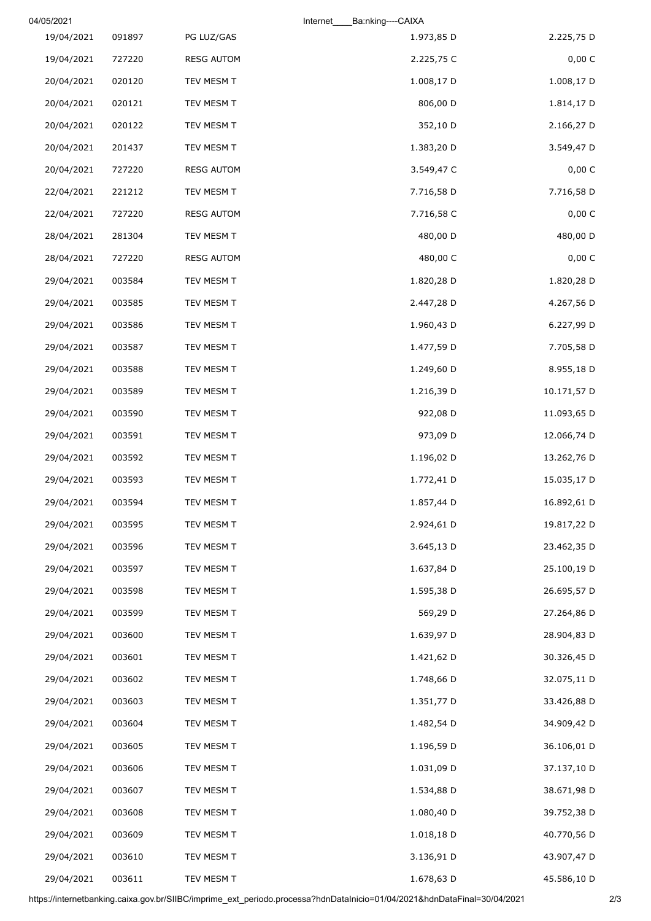| | | | | |
|---|---|---|---|---|
| 19/04/2021 | 091897 | PG LUZ/GAS | 1.973,85 D | 2.225,75 D |
| 19/04/2021 | 727220 | RESG AUTOM | 2.225,75 C | 0,00 C |
| 20/04/2021 | 020120 | TEV MESM T | 1.008,17 D | 1.008,17 D |
| 20/04/2021 | 020121 | TEV MESM T | 806,00 D | 1.814,17 D |
| 20/04/2021 | 020122 | TEV MESM T | 352,10 D | 2.166,27 D |
| 20/04/2021 | 201437 | TEV MESM T | 1.383,20 D | 3.549,47 D |
| 20/04/2021 | 727220 | RESG AUTOM | 3.549,47 C | 0,00 C |
| 22/04/2021 | 221212 | TEV MESM T | 7.716,58 D | 7.716,58 D |
| 22/04/2021 | 727220 | RESG AUTOM | 7.716,58 C | 0,00 C |
| 28/04/2021 | 281304 | TEV MESM T | 480,00 D | 480,00 D |
| 28/04/2021 | 727220 | RESG AUTOM | 480,00 C | 0,00 C |
| 29/04/2021 | 003584 | TEV MESM T | 1.820,28 D | 1.820,28 D |
| 29/04/2021 | 003585 | TEV MESM T | 2.447,28 D | 4.267,56 D |
| 29/04/2021 | 003586 | TEV MESM T | 1.960,43 D | 6.227,99 D |
| 29/04/2021 | 003587 | TEV MESM T | 1.477,59 D | 7.705,58 D |
| 29/04/2021 | 003588 | TEV MESM T | 1.249,60 D | 8.955,18 D |
| 29/04/2021 | 003589 | TEV MESM T | 1.216,39 D | 10.171,57 D |
| 29/04/2021 | 003590 | TEV MESM T | 922,08 D | 11.093,65 D |
| 29/04/2021 | 003591 | TEV MESM T | 973,09 D | 12.066,74 D |
| 29/04/2021 | 003592 | TEV MESM T | 1.196,02 D | 13.262,76 D |
| 29/04/2021 | 003593 | TEV MESM T | 1.772,41 D | 15.035,17 D |
| 29/04/2021 | 003594 | TEV MESM T | 1.857,44 D | 16.892,61 D |
| 29/04/2021 | 003595 | TEV MESM T | 2.924,61 D | 19.817,22 D |
| 29/04/2021 | 003596 | TEV MESM T | 3.645,13 D | 23.462,35 D |
| 29/04/2021 | 003597 | TEV MESM T | 1.637,84 D | 25.100,19 D |
| 29/04/2021 | 003598 | TEV MESM T | 1.595,38 D | 26.695,57 D |
| 29/04/2021 | 003599 | TEV MESM T | 569,29 D | 27.264,86 D |
| 29/04/2021 | 003600 | TEV MESM T | 1.639,97 D | 28.904,83 D |
| 29/04/2021 | 003601 | TEV MESM T | 1.421,62 D | 30.326,45 D |
| 29/04/2021 | 003602 | TEV MESM T | 1.748,66 D | 32.075,11 D |
| 29/04/2021 | 003603 | TEV MESM T | 1.351,77 D | 33.426,88 D |
| 29/04/2021 | 003604 | TEV MESM T | 1.482,54 D | 34.909,42 D |
| 29/04/2021 | 003605 | TEV MESM T | 1.196,59 D | 36.106,01 D |
| 29/04/2021 | 003606 | TEV MESM T | 1.031,09 D | 37.137,10 D |
| 29/04/2021 | 003607 | TEV MESM T | 1.534,88 D | 38.671,98 D |
| 29/04/2021 | 003608 | TEV MESM T | 1.080,40 D | 39.752,38 D |
| 29/04/2021 | 003609 | TEV MESM T | 1.018,18 D | 40.770,56 D |
| 29/04/2021 | 003610 | TEV MESM T | 3.136,91 D | 43.907,47 D |
| 29/04/2021 | 003611 | TEV MESM T | 1.678,63 D | 45.586,10 D |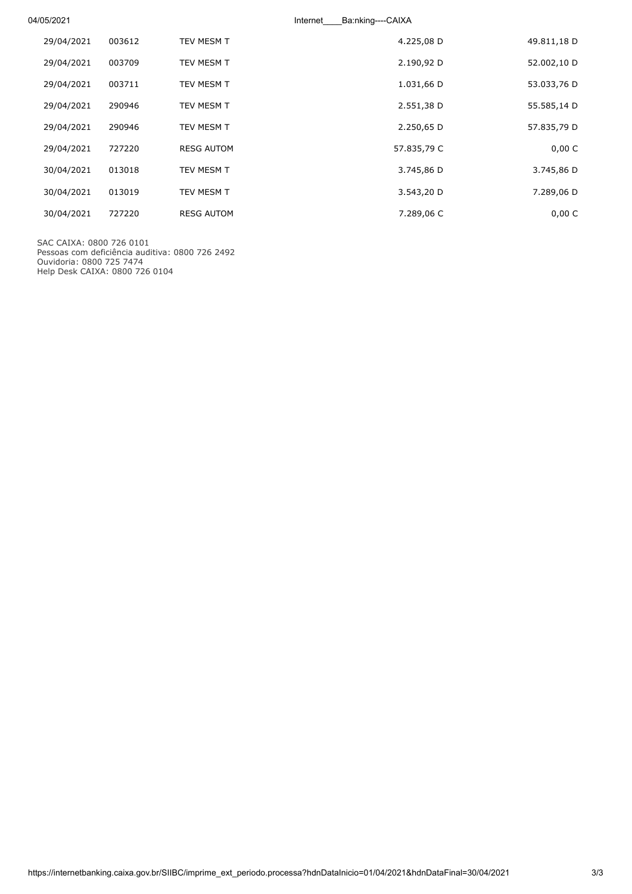| | | | | |
|---|---|---|---|---|
| 29/04/2021 | 003612 | TEV MESM T | 4.225,08 D | 49.811,18 D |
| 29/04/2021 | 003709 | TEV MESM T | 2.190,92 D | 52.002,10 D |
| 29/04/2021 | 003711 | TEV MESM T | 1.031,66 D | 53.033,76 D |
| 29/04/2021 | 290946 | TEV MESM T | 2.551,38 D | 55.585,14 D |
| 29/04/2021 | 290946 | TEV MESM T | 2.250,65 D | 57.835,79 D |
| 29/04/2021 | 727220 | RESG AUTOM | 57.835,79 C | 0,00 C |
| 30/04/2021 | 013018 | TEV MESM T | 3.745,86 D | 3.745,86 D |
| 30/04/2021 | 013019 | TEV MESM T | 3.543,20 D | 7.289,06 D |
| 30/04/2021 | 727220 | RESG AUTOM | 7.289,06 C | 0,00 C |

SAC CAIXA: 0800 726 0101
Pessoas com deficiência auditiva: 0800 726 2492
Ouvidoria: 0800 725 7474
Help Desk CAIXA: 0800 726 0104